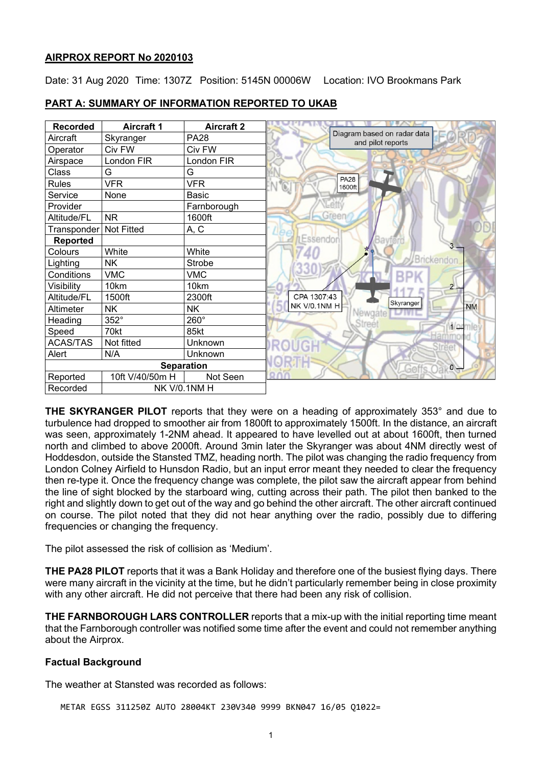**AIRPROX REPORT No 2020103**

Date: 31 Aug 2020 Time: 1307Z Position: 5145N 00006W Location: IVO Brookmans Park

**PART A: SUMMARY OF INFORMATION REPORTED TO UKAB**

| Recorded | Aircraft 1 | Aircraft 2 |
|---|---|---|
| Aircraft | Skyranger | PA28 |
| Operator | Civ FW | Civ FW |
| Airspace | London FIR | London FIR |
| Class | G | G |
| Rules | VFR | VFR |
| Service | None | Basic |
| Provider | | Farnborough |
| Altitude/FL | NR | 1600ft |
| Transponder | Not Fitted | A, C |
| **Reported** | | |
| Colours | White | White |
| Lighting | NK | Strobe |
| Conditions | VMC | VMC |
| Visibility | 10km | 10km |
| Altitude/FL | 1500ft | 2300ft |
| Altimeter | NK | NK |
| Heading | 352° | 260° |
| Speed | 70kt | 85kt |
| ACAS/TAS | Not fitted | Unknown |
| Alert | N/A | Unknown |
| **Separation** | | |
| Reported | 10ft V/40/50m H | Not Seen |
| Recorded | NK V/0.1NM H | |

Diagram based on radar data and pilot reports

PA28 1600ft

CPA 1307:43 NK V/0.1NM H

Skyranger

**THE SKYRANGER PILOT** reports that they were on a heading of approximately 353° and due to turbulence had dropped to smoother air from 1800ft to approximately 1500ft. In the distance, an aircraft was seen, approximately 1-2NM ahead. It appeared to have levelled out at about 1600ft, then turned north and climbed to above 2000ft. Around 3min later the Skyranger was about 4NM directly west of Hoddesdon, outside the Stansted TMZ, heading north. The pilot was changing the radio frequency from London Colney Airfield to Hunsdon Radio, but an input error meant they needed to clear the frequency then re-type it. Once the frequency change was complete, the pilot saw the aircraft appear from behind the line of sight blocked by the starboard wing, cutting across their path. The pilot then banked to the right and slightly down to get out of the way and go behind the other aircraft. The other aircraft continued on course. The pilot noted that they did not hear anything over the radio, possibly due to differing frequencies or changing the frequency.

The pilot assessed the risk of collision as 'Medium'.

**THE PA28 PILOT** reports that it was a Bank Holiday and therefore one of the busiest flying days. There were many aircraft in the vicinity at the time, but he didn't particularly remember being in close proximity with any other aircraft. He did not perceive that there had been any risk of collision.

**THE FARNBOROUGH LARS CONTROLLER** reports that a mix-up with the initial reporting time meant that the Farnborough controller was notified some time after the event and could not remember anything about the Airprox.

### Factual Background

The weather at Stansted was recorded as follows:

```
METAR EGSS 311250Z AUTO 28004KT 230V340 9999 BKN047 16/05 Q1022=
```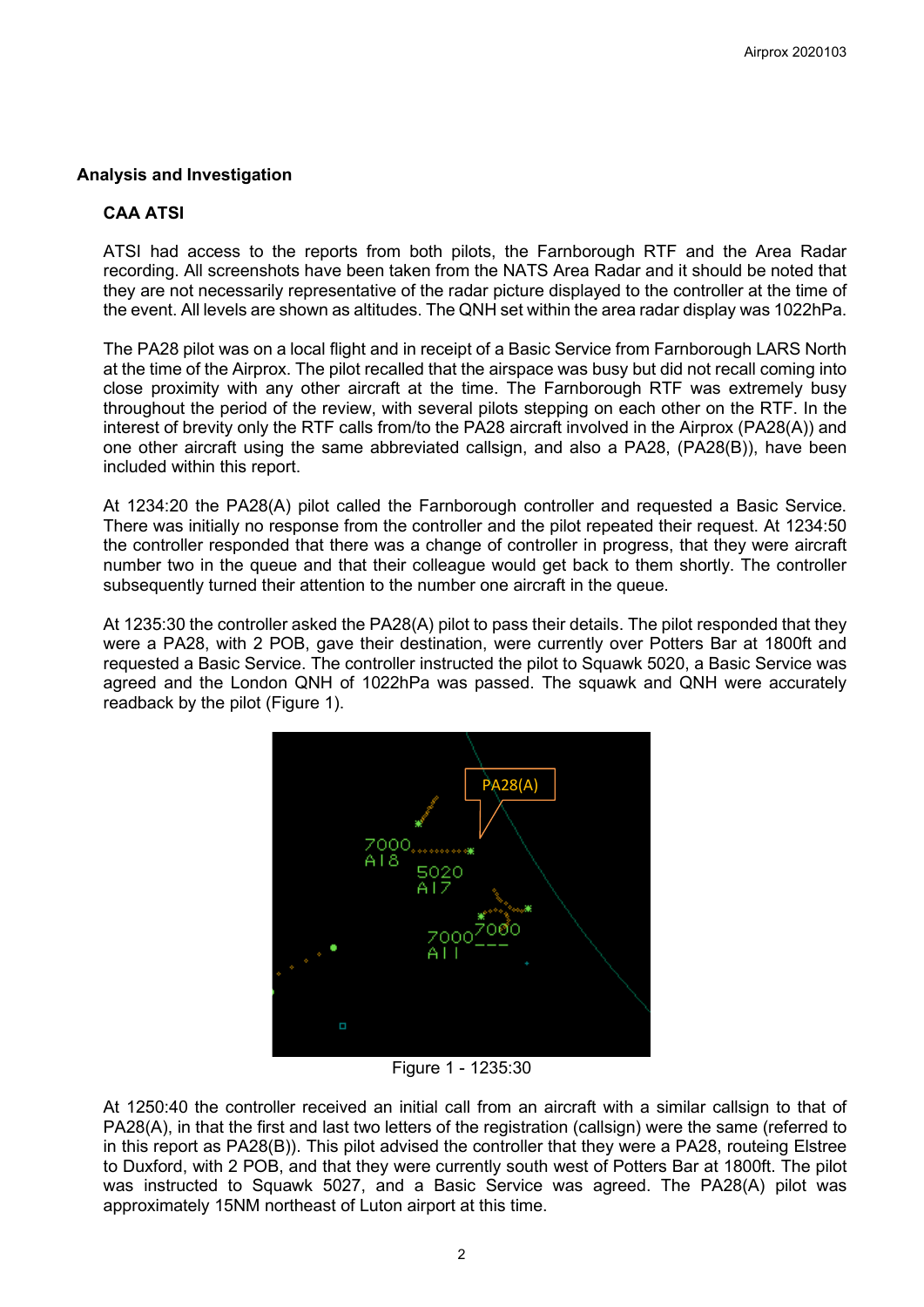## Analysis and Investigation

### CAA ATSI

ATSI had access to the reports from both pilots, the Farnborough RTF and the Area Radar recording. All screenshots have been taken from the NATS Area Radar and it should be noted that they are not necessarily representative of the radar picture displayed to the controller at the time of the event. All levels are shown as altitudes. The QNH set within the area radar display was 1022hPa.

The PA28 pilot was on a local flight and in receipt of a Basic Service from Farnborough LARS North at the time of the Airprox. The pilot recalled that the airspace was busy but did not recall coming into close proximity with any other aircraft at the time. The Farnborough RTF was extremely busy throughout the period of the review, with several pilots stepping on each other on the RTF. In the interest of brevity only the RTF calls from/to the PA28 aircraft involved in the Airprox (PA28(A)) and one other aircraft using the same abbreviated callsign, and also a PA28, (PA28(B)), have been included within this report.

At 1234:20 the PA28(A) pilot called the Farnborough controller and requested a Basic Service. There was initially no response from the controller and the pilot repeated their request. At 1234:50 the controller responded that there was a change of controller in progress, that they were aircraft number two in the queue and that their colleague would get back to them shortly. The controller subsequently turned their attention to the number one aircraft in the queue.

At 1235:30 the controller asked the PA28(A) pilot to pass their details. The pilot responded that they were a PA28, with 2 POB, gave their destination, were currently over Potters Bar at 1800ft and requested a Basic Service. The controller instructed the pilot to Squawk 5020, a Basic Service was agreed and the London QNH of 1022hPa was passed. The squawk and QNH were accurately readback by the pilot (Figure 1).

Figure 1 - 1235:30

At 1250:40 the controller received an initial call from an aircraft with a similar callsign to that of PA28(A), in that the first and last two letters of the registration (callsign) were the same (referred to in this report as PA28(B)). This pilot advised the controller that they were a PA28, routeing Elstree to Duxford, with 2 POB, and that they were currently south west of Potters Bar at 1800ft. The pilot was instructed to Squawk 5027, and a Basic Service was agreed. The PA28(A) pilot was approximately 15NM northeast of Luton airport at this time.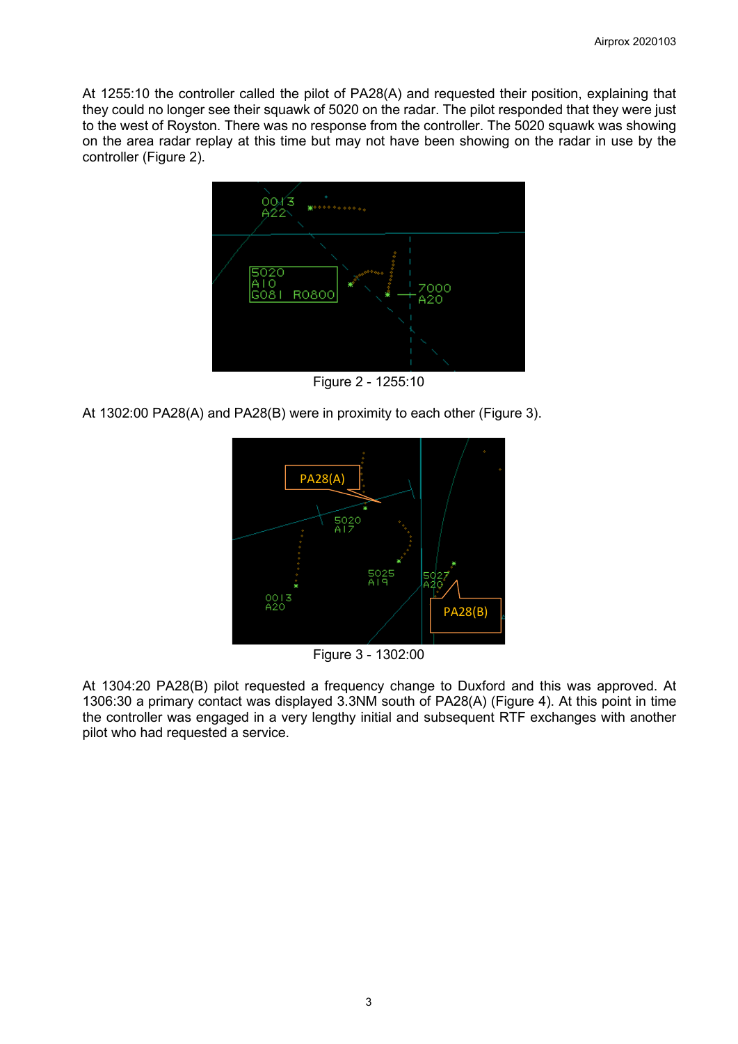At 1255:10 the controller called the pilot of PA28(A) and requested their position, explaining that they could no longer see their squawk of 5020 on the radar. The pilot responded that they were just to the west of Royston. There was no response from the controller. The 5020 squawk was showing on the area radar replay at this time but may not have been showing on the radar in use by the controller (Figure 2).

Figure 2 - 1255:10

At 1302:00 PA28(A) and PA28(B) were in proximity to each other (Figure 3).

Figure 3 - 1302:00

At 1304:20 PA28(B) pilot requested a frequency change to Duxford and this was approved. At 1306:30 a primary contact was displayed 3.3NM south of PA28(A) (Figure 4). At this point in time the controller was engaged in a very lengthy initial and subsequent RTF exchanges with another pilot who had requested a service.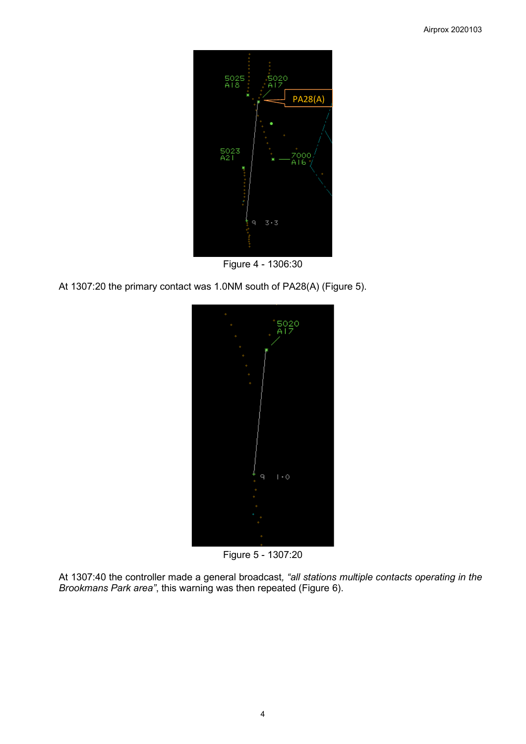Figure 4 - 1306:30

At 1307:20 the primary contact was 1.0NM south of PA28(A) (Figure 5).

Figure 5 - 1307:20

At 1307:40 the controller made a general broadcast, *"all stations multiple contacts operating in the Brookmans Park area"*, this warning was then repeated (Figure 6).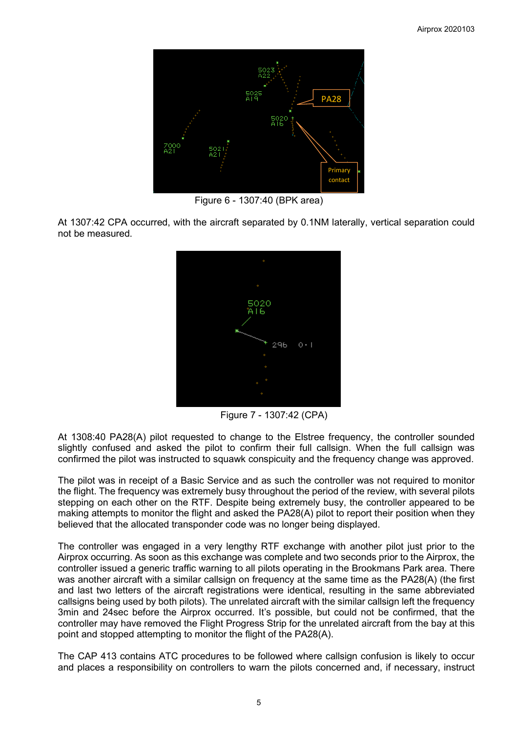Figure 6 - 1307:40 (BPK area)

At 1307:42 CPA occurred, with the aircraft separated by 0.1NM laterally, vertical separation could not be measured.

Figure 7 - 1307:42 (CPA)

At 1308:40 PA28(A) pilot requested to change to the Elstree frequency, the controller sounded slightly confused and asked the pilot to confirm their full callsign. When the full callsign was confirmed the pilot was instructed to squawk conspicuity and the frequency change was approved.

The pilot was in receipt of a Basic Service and as such the controller was not required to monitor the flight. The frequency was extremely busy throughout the period of the review, with several pilots stepping on each other on the RTF. Despite being extremely busy, the controller appeared to be making attempts to monitor the flight and asked the PA28(A) pilot to report their position when they believed that the allocated transponder code was no longer being displayed.

The controller was engaged in a very lengthy RTF exchange with another pilot just prior to the Airprox occurring. As soon as this exchange was complete and two seconds prior to the Airprox, the controller issued a generic traffic warning to all pilots operating in the Brookmans Park area. There was another aircraft with a similar callsign on frequency at the same time as the PA28(A) (the first and last two letters of the aircraft registrations were identical, resulting in the same abbreviated callsigns being used by both pilots). The unrelated aircraft with the similar callsign left the frequency 3min and 24sec before the Airprox occurred. It's possible, but could not be confirmed, that the controller may have removed the Flight Progress Strip for the unrelated aircraft from the bay at this point and stopped attempting to monitor the flight of the PA28(A).

The CAP 413 contains ATC procedures to be followed where callsign confusion is likely to occur and places a responsibility on controllers to warn the pilots concerned and, if necessary, instruct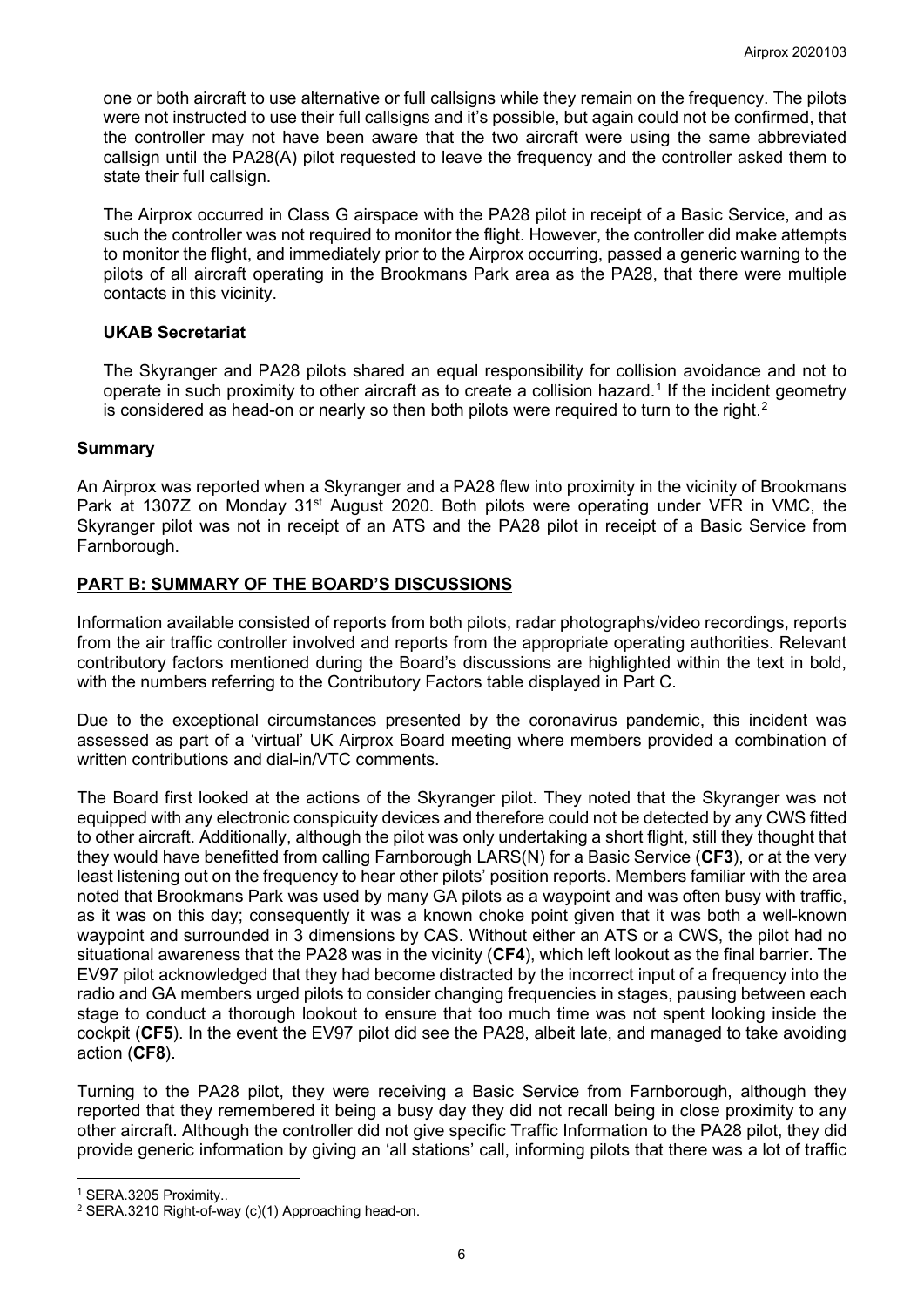one or both aircraft to use alternative or full callsigns while they remain on the frequency. The pilots were not instructed to use their full callsigns and it's possible, but again could not be confirmed, that the controller may not have been aware that the two aircraft were using the same abbreviated callsign until the PA28(A) pilot requested to leave the frequency and the controller asked them to state their full callsign.

The Airprox occurred in Class G airspace with the PA28 pilot in receipt of a Basic Service, and as such the controller was not required to monitor the flight. However, the controller did make attempts to monitor the flight, and immediately prior to the Airprox occurring, passed a generic warning to the pilots of all aircraft operating in the Brookmans Park area as the PA28, that there were multiple contacts in this vicinity.

### UKAB Secretariat

The Skyranger and PA28 pilots shared an equal responsibility for collision avoidance and not to operate in such proximity to other aircraft as to create a collision hazard.[1] If the incident geometry is considered as head-on or nearly so then both pilots were required to turn to the right.[2]

### Summary

An Airprox was reported when a Skyranger and a PA28 flew into proximity in the vicinity of Brookmans Park at 1307Z on Monday 31st August 2020. Both pilots were operating under VFR in VMC, the Skyranger pilot was not in receipt of an ATS and the PA28 pilot in receipt of a Basic Service from Farnborough.

## PART B: SUMMARY OF THE BOARD'S DISCUSSIONS

Information available consisted of reports from both pilots, radar photographs/video recordings, reports from the air traffic controller involved and reports from the appropriate operating authorities. Relevant contributory factors mentioned during the Board's discussions are highlighted within the text in bold, with the numbers referring to the Contributory Factors table displayed in Part C.

Due to the exceptional circumstances presented by the coronavirus pandemic, this incident was assessed as part of a 'virtual' UK Airprox Board meeting where members provided a combination of written contributions and dial-in/VTC comments.

The Board first looked at the actions of the Skyranger pilot. They noted that the Skyranger was not equipped with any electronic conspicuity devices and therefore could not be detected by any CWS fitted to other aircraft. Additionally, although the pilot was only undertaking a short flight, still they thought that they would have benefitted from calling Farnborough LARS(N) for a Basic Service (**CF3**), or at the very least listening out on the frequency to hear other pilots' position reports. Members familiar with the area noted that Brookmans Park was used by many GA pilots as a waypoint and was often busy with traffic, as it was on this day; consequently it was a known choke point given that it was both a well-known waypoint and surrounded in 3 dimensions by CAS. Without either an ATS or a CWS, the pilot had no situational awareness that the PA28 was in the vicinity (**CF4**), which left lookout as the final barrier. The EV97 pilot acknowledged that they had become distracted by the incorrect input of a frequency into the radio and GA members urged pilots to consider changing frequencies in stages, pausing between each stage to conduct a thorough lookout to ensure that too much time was not spent looking inside the cockpit (**CF5**). In the event the EV97 pilot did see the PA28, albeit late, and managed to take avoiding action (**CF8**).

Turning to the PA28 pilot, they were receiving a Basic Service from Farnborough, although they reported that they remembered it being a busy day they did not recall being in close proximity to any other aircraft. Although the controller did not give specific Traffic Information to the PA28 pilot, they did provide generic information by giving an 'all stations' call, informing pilots that there was a lot of traffic

[1] SERA.3205 Proximity..

[2] SERA.3210 Right-of-way (c)(1) Approaching head-on.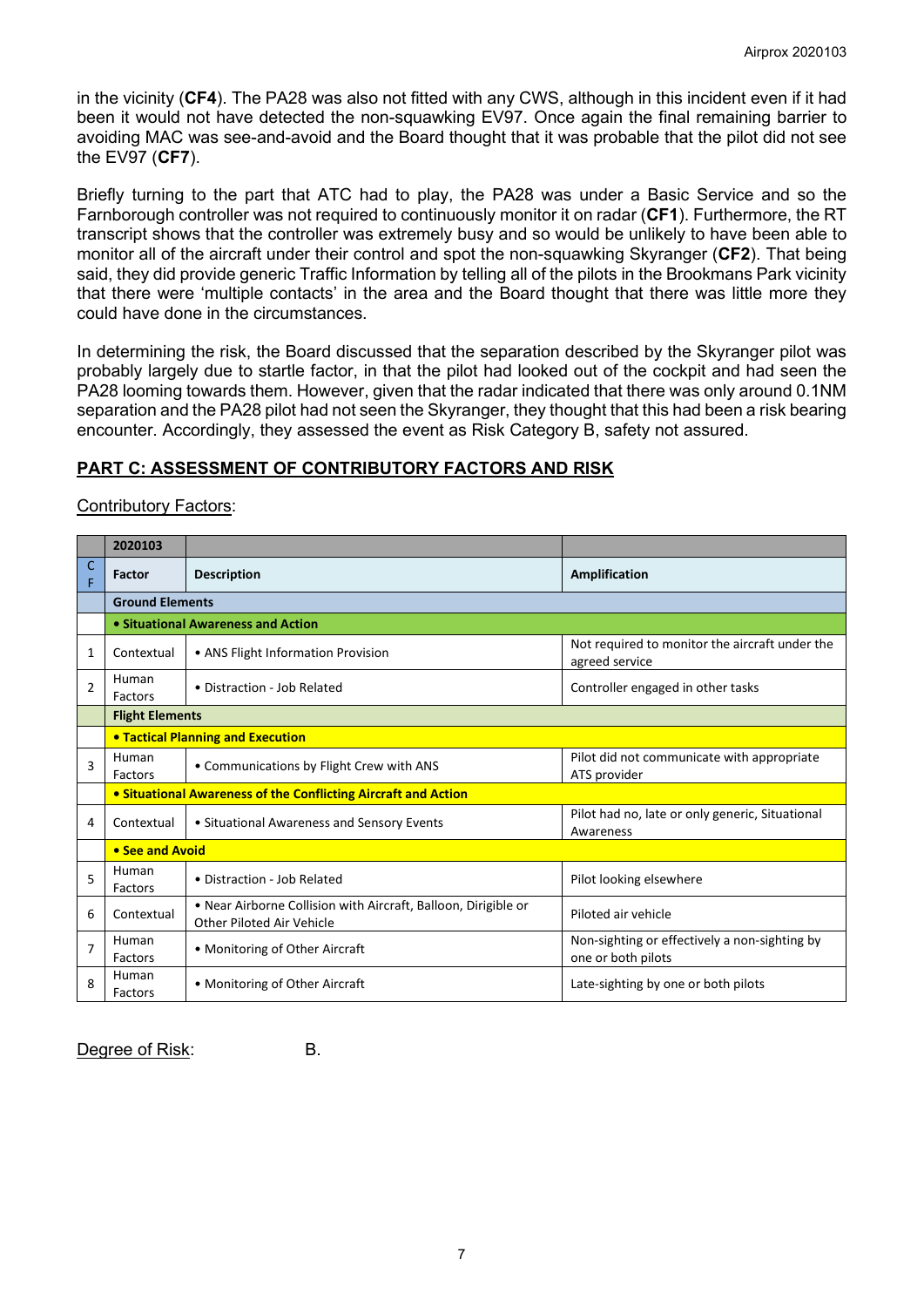in the vicinity (**CF4**). The PA28 was also not fitted with any CWS, although in this incident even if it had been it would not have detected the non-squawking EV97. Once again the final remaining barrier to avoiding MAC was see-and-avoid and the Board thought that it was probable that the pilot did not see the EV97 (**CF7**).

Briefly turning to the part that ATC had to play, the PA28 was under a Basic Service and so the Farnborough controller was not required to continuously monitor it on radar (**CF1**). Furthermore, the RT transcript shows that the controller was extremely busy and so would be unlikely to have been able to monitor all of the aircraft under their control and spot the non-squawking Skyranger (**CF2**). That being said, they did provide generic Traffic Information by telling all of the pilots in the Brookmans Park vicinity that there were 'multiple contacts' in the area and the Board thought that there was little more they could have done in the circumstances.

In determining the risk, the Board discussed that the separation described by the Skyranger pilot was probably largely due to startle factor, in that the pilot had looked out of the cockpit and had seen the PA28 looming towards them. However, given that the radar indicated that there was only around 0.1NM separation and the PA28 pilot had not seen the Skyranger, they thought that this had been a risk bearing encounter. Accordingly, they assessed the event as Risk Category B, safety not assured.

## PART C: ASSESSMENT OF CONTRIBUTORY FACTORS AND RISK

Contributory Factors:

| | 2020103 | | |
|---|---|---|---|
| CF | Factor | Description | Amplification |
| | **Ground Elements** | | |
| | **• Situational Awareness and Action** | | |
| 1 | Contextual | • ANS Flight Information Provision | Not required to monitor the aircraft under the agreed service |
| 2 | Human Factors | • Distraction - Job Related | Controller engaged in other tasks |
| | **Flight Elements** | | |
| | **• Tactical Planning and Execution** | | |
| 3 | Human Factors | • Communications by Flight Crew with ANS | Pilot did not communicate with appropriate ATS provider |
| | **• Situational Awareness of the Conflicting Aircraft and Action** | | |
| 4 | Contextual | • Situational Awareness and Sensory Events | Pilot had no, late or only generic, Situational Awareness |
| | **• See and Avoid** | | |
| 5 | Human Factors | • Distraction - Job Related | Pilot looking elsewhere |
| 6 | Contextual | • Near Airborne Collision with Aircraft, Balloon, Dirigible or Other Piloted Air Vehicle | Piloted air vehicle |
| 7 | Human Factors | • Monitoring of Other Aircraft | Non-sighting or effectively a non-sighting by one or both pilots |
| 8 | Human Factors | • Monitoring of Other Aircraft | Late-sighting by one or both pilots |

Degree of Risk: B.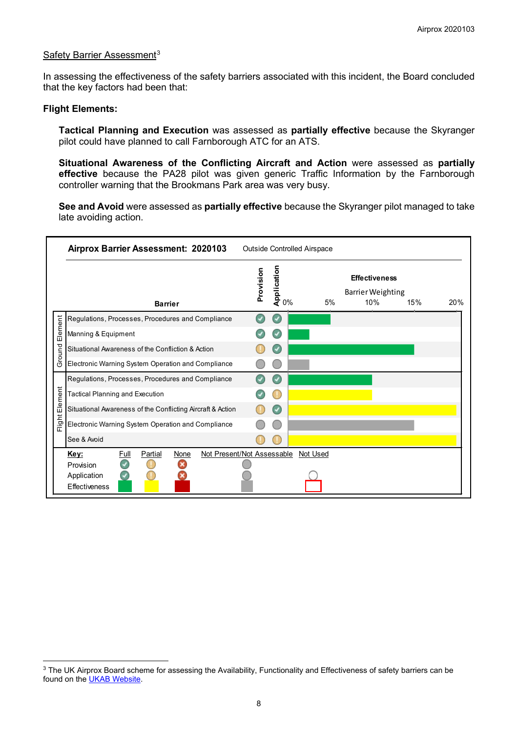Safety Barrier Assessment[3]

In assessing the effectiveness of the safety barriers associated with this incident, the Board concluded that the key factors had been that:

**Flight Elements:**

**Tactical Planning and Execution** was assessed as **partially effective** because the Skyranger pilot could have planned to call Farnborough ATC for an ATS.

**Situational Awareness of the Conflicting Aircraft and Action** were assessed as **partially effective** because the PA28 pilot was given generic Traffic Information by the Farnborough controller warning that the Brookmans Park area was very busy.

**See and Avoid** were assessed as **partially effective** because the Skyranger pilot managed to take late avoiding action.

**Airprox Barrier Assessment: 2020103**

Outside Controlled Airspace

Barrier

Provision

Application

Effectiveness

Barrier Weighting

0%

5%

10%

15%

20%

Ground Element

Regulations, Processes, Procedures and Compliance

Manning & Equipment

Situational Awareness of the Confliction & Action

Electronic Warning System Operation and Compliance

Flight Element

Regulations, Processes, Procedures and Compliance

Tactical Planning and Execution

Situational Awareness of the Conflicting Aircraft & Action

Electronic Warning System Operation and Compliance

See & Avoid

Key:

Full

Partial

None

Not Present/Not Assessable

Not Used

Provision

Application

Effectiveness

---

[3] The UK Airprox Board scheme for assessing the Availability, Functionality and Effectiveness of safety barriers can be found on the UKAB Website.